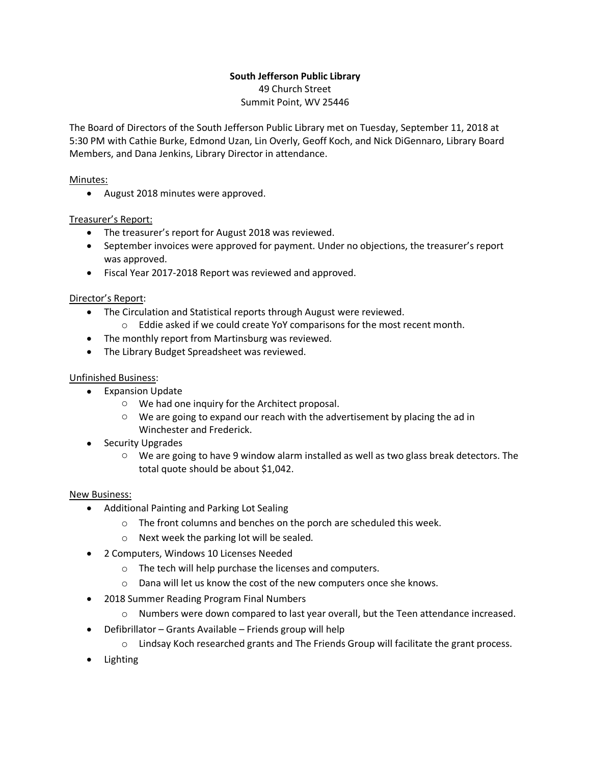**South Jefferson Public Library**
49 Church Street
Summit Point, WV 25446

The Board of Directors of the South Jefferson Public Library met on Tuesday, September 11, 2018 at 5:30 PM with Cathie Burke, Edmond Uzan, Lin Overly, Geoff Koch, and Nick DiGennaro, Library Board Members, and Dana Jenkins, Library Director in attendance.

<u>Minutes:</u>

- August 2018 minutes were approved.

<u>Treasurer's Report:</u>

- The treasurer's report for August 2018 was reviewed.
- September invoices were approved for payment. Under no objections, the treasurer's report was approved.
- Fiscal Year 2017-2018 Report was reviewed and approved.

<u>Director's Report</u>:

- The Circulation and Statistical reports through August were reviewed.
    - Eddie asked if we could create YoY comparisons for the most recent month.
- The monthly report from Martinsburg was reviewed.
- The Library Budget Spreadsheet was reviewed.

<u>Unfinished Business</u>:

- Expansion Update
    - We had one inquiry for the Architect proposal.
    - We are going to expand our reach with the advertisement by placing the ad in Winchester and Frederick.
- Security Upgrades
    - We are going to have 9 window alarm installed as well as two glass break detectors. The total quote should be about $1,042.

<u>New Business:</u>

- Additional Painting and Parking Lot Sealing
    - The front columns and benches on the porch are scheduled this week.
    - Next week the parking lot will be sealed.
- 2 Computers, Windows 10 Licenses Needed
    - The tech will help purchase the licenses and computers.
    - Dana will let us know the cost of the new computers once she knows.
- 2018 Summer Reading Program Final Numbers
    - Numbers were down compared to last year overall, but the Teen attendance increased.
- Defibrillator – Grants Available – Friends group will help
    - Lindsay Koch researched grants and The Friends Group will facilitate the grant process.
- Lighting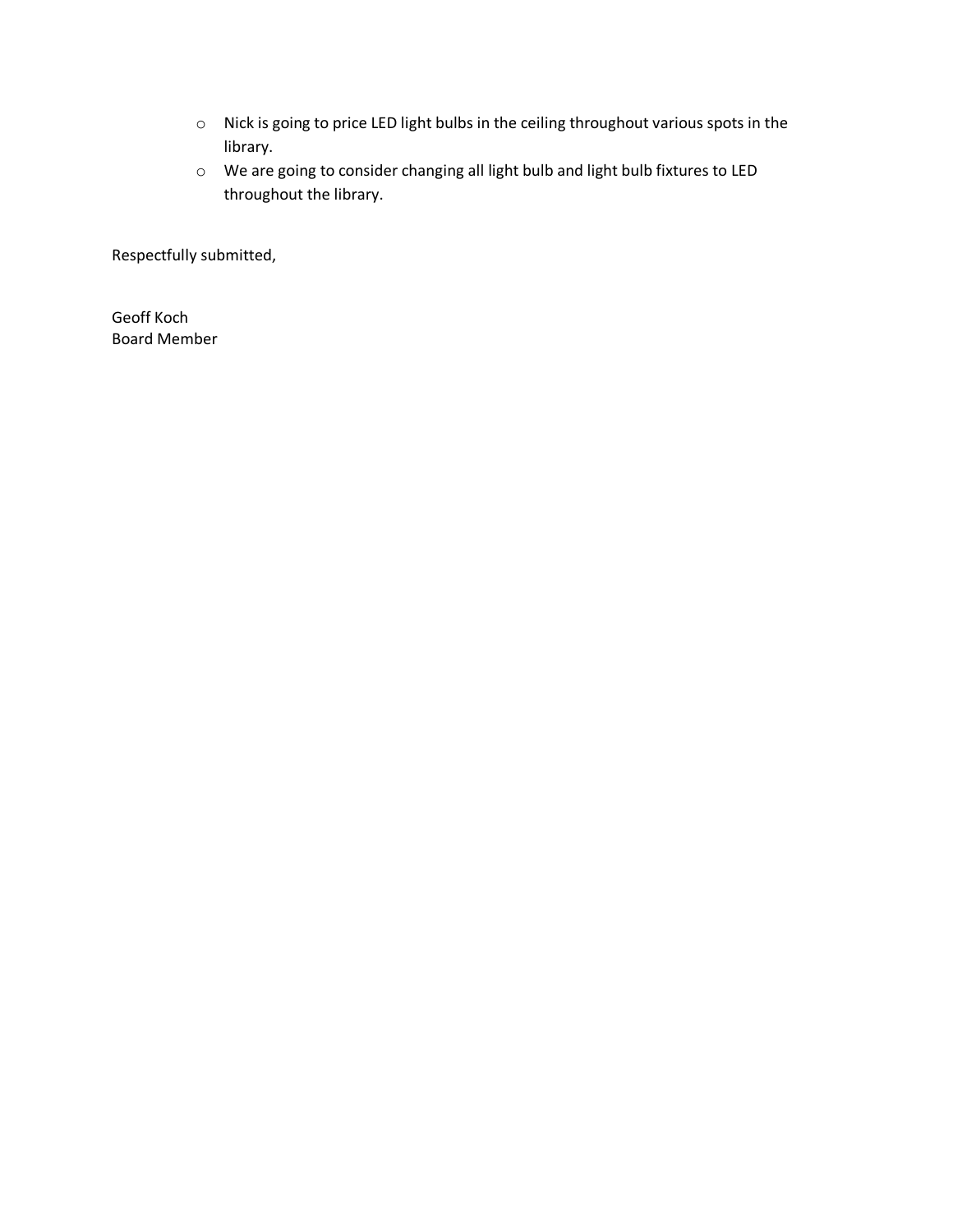- Nick is going to price LED light bulbs in the ceiling throughout various spots in the library.
  - We are going to consider changing all light bulb and light bulb fixtures to LED throughout the library.

Respectfully submitted,

Geoff Koch
Board Member